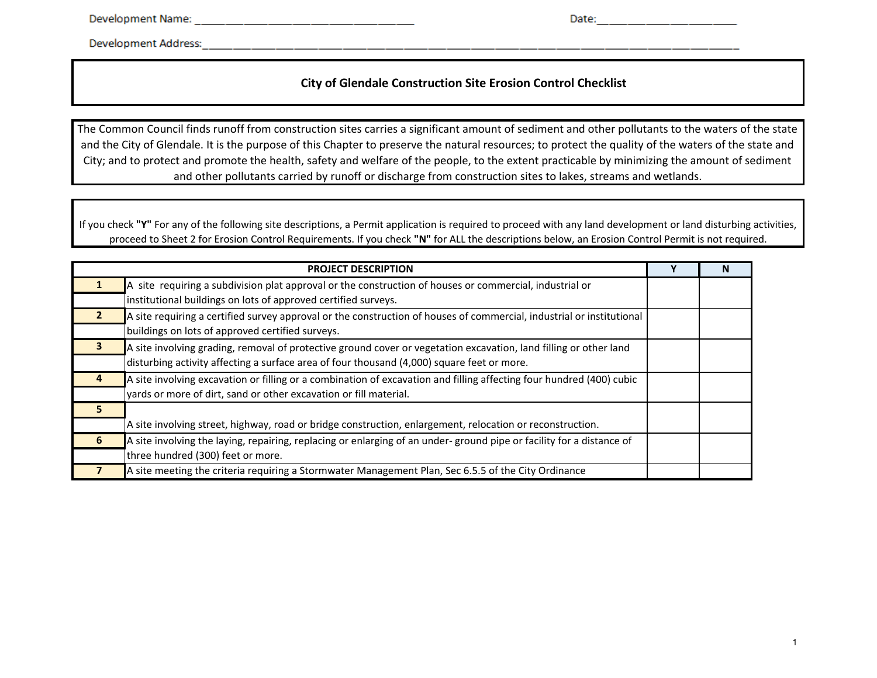Development Name: ___________________________________ Date:_______________________

Development Address:_______________________________________________________________________________________

# City of Glendale Construction Site Erosion Control Checklist

The Common Council finds runoff from construction sites carries a significant amount of sediment and other pollutants to the waters of the state and the City of Glendale. It is the purpose of this Chapter to preserve the natural resources; to protect the quality of the waters of the state and City; and to protect and promote the health, safety and welfare of the people, to the extent practicable by minimizing the amount of sediment and other pollutants carried by runoff or discharge from construction sites to lakes, streams and wetlands.

If you check **"Y"** For any of the following site descriptions, a Permit application is required to proceed with any land development or land disturbing activities, proceed to Sheet 2 for Erosion Control Requirements. If you check **"N"** for ALL the descriptions below, an Erosion Control Permit is not required.

| | PROJECT DESCRIPTION | Y | N |
|---|---|---|---|
| 1 | A site requiring a subdivision plat approval or the construction of houses or commercial, industrial or institutional buildings on lots of approved certified surveys. | | |
| 2 | A site requiring a certified survey approval or the construction of houses of commercial, industrial or institutional buildings on lots of approved certified surveys. | | |
| 3 | A site involving grading, removal of protective ground cover or vegetation excavation, land filling or other land disturbing activity affecting a surface area of four thousand (4,000) square feet or more. | | |
| 4 | A site involving excavation or filling or a combination of excavation and filling affecting four hundred (400) cubic yards or more of dirt, sand or other excavation or fill material. | | |
| 5 | A site involving street, highway, road or bridge construction, enlargement, relocation or reconstruction. | | |
| 6 | A site involving the laying, repairing, replacing or enlarging of an under- ground pipe or facility for a distance of three hundred (300) feet or more. | | |
| 7 | A site meeting the criteria requiring a Stormwater Management Plan, Sec 6.5.5 of the City Ordinance | | |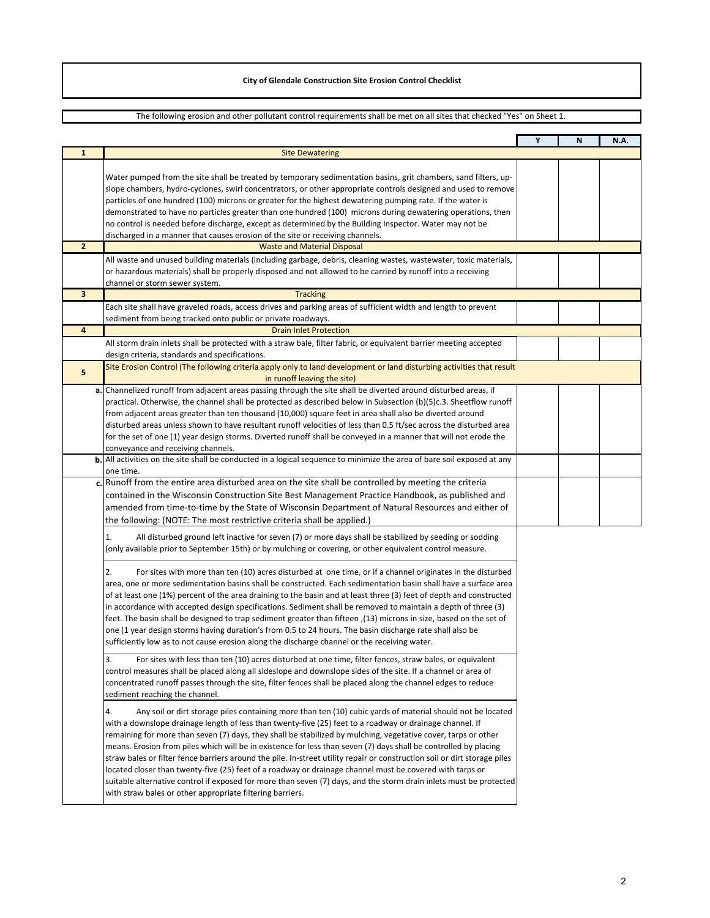**City of Glendale Construction Site Erosion Control Checklist**

The following erosion and other pollutant control requirements shall be met on all sites that checked "Yes" on Sheet 1.

| | | Y | N | N.A. |
|---|---|---|---|---|
| **1** | Site Dewatering | | | |
| | Water pumped from the site shall be treated by temporary sedimentation basins, grit chambers, sand filters, up-slope chambers, hydro-cyclones, swirl concentrators, or other appropriate controls designed and used to remove particles of one hundred (100) microns or greater for the highest dewatering pumping rate. If the water is demonstrated to have no particles greater than one hundred (100) microns during dewatering operations, then no control is needed before discharge, except as determined by the Building Inspector. Water may not be discharged in a manner that causes erosion of the site or receiving channels. | | | |
| **2** | Waste and Material Disposal | | | |
| | All waste and unused building materials (including garbage, debris, cleaning wastes, wastewater, toxic materials, or hazardous materials) shall be properly disposed and not allowed to be carried by runoff into a receiving channel or storm sewer system. | | | |
| **3** | Tracking | | | |
| | Each site shall have graveled roads, access drives and parking areas of sufficient width and length to prevent sediment from being tracked onto public or private roadways. | | | |
| **4** | Drain Inlet Protection | | | |
| | All storm drain inlets shall be protected with a straw bale, filter fabric, or equivalent barrier meeting accepted design criteria, standards and specifications. | | | |
| **5** | Site Erosion Control (The following criteria apply only to land development or land disturbing activities that result in runoff leaving the site) | | | |
| **a.** | Channelized runoff from adjacent areas passing through the site shall be diverted around disturbed areas, if practical. Otherwise, the channel shall be protected as described below in Subsection (b)(5)c.3. Sheetflow runoff from adjacent areas greater than ten thousand (10,000) square feet in area shall also be diverted around disturbed areas unless shown to have resultant runoff velocities of less than 0.5 ft/sec across the disturbed area for the set of one (1) year design storms. Diverted runoff shall be conveyed in a manner that will not erode the conveyance and receiving channels. | | | |
| **b.** | All activities on the site shall be conducted in a logical sequence to minimize the area of bare soil exposed at any one time. | | | |
| **c.** | Runoff from the entire area disturbed area on the site shall be controlled by meeting the criteria contained in the Wisconsin Construction Site Best Management Practice Handbook, as published and amended from time-to-time by the State of Wisconsin Department of Natural Resources and either of the following: (NOTE: The most restrictive criteria shall be applied.) | | | |

1. All disturbed ground left inactive for seven (7) or more days shall be stabilized by seeding or sodding (only available prior to September 15th) or by mulching or covering, or other equivalent control measure.

2. For sites with more than ten (10) acres disturbed at one time, or if a channel originates in the disturbed area, one or more sedimentation basins shall be constructed. Each sedimentation basin shall have a surface area of at least one (1%) percent of the area draining to the basin and at least three (3) feet of depth and constructed in accordance with accepted design specifications. Sediment shall be removed to maintain a depth of three (3) feet. The basin shall be designed to trap sediment greater than fifteen ,(13) microns in size, based on the set of one (1 year design storms having duration's from 0.5 to 24 hours. The basin discharge rate shall also be sufficiently low as to not cause erosion along the discharge channel or the receiving water.

3. For sites with less than ten (10) acres disturbed at one time, filter fences, straw bales, or equivalent control measures shall be placed along all sideslope and downslope sides of the site. If a channel or area of concentrated runoff passes through the site, filter fences shall be placed along the channel edges to reduce sediment reaching the channel.

4. Any soil or dirt storage piles containing more than ten (10) cubic yards of material should not be located with a downslope drainage length of less than twenty-five (25) feet to a roadway or drainage channel. If remaining for more than seven (7) days, they shall be stabilized by mulching, vegetative cover, tarps or other means. Erosion from piles which will be in existence for less than seven (7) days shall be controlled by placing straw bales or filter fence barriers around the pile. In-street utility repair or construction soil or dirt storage piles located closer than twenty-five (25) feet of a roadway or drainage channel must be covered with tarps or suitable alternative control if exposed for more than seven (7) days, and the storm drain inlets must be protected with straw bales or other appropriate filtering barriers.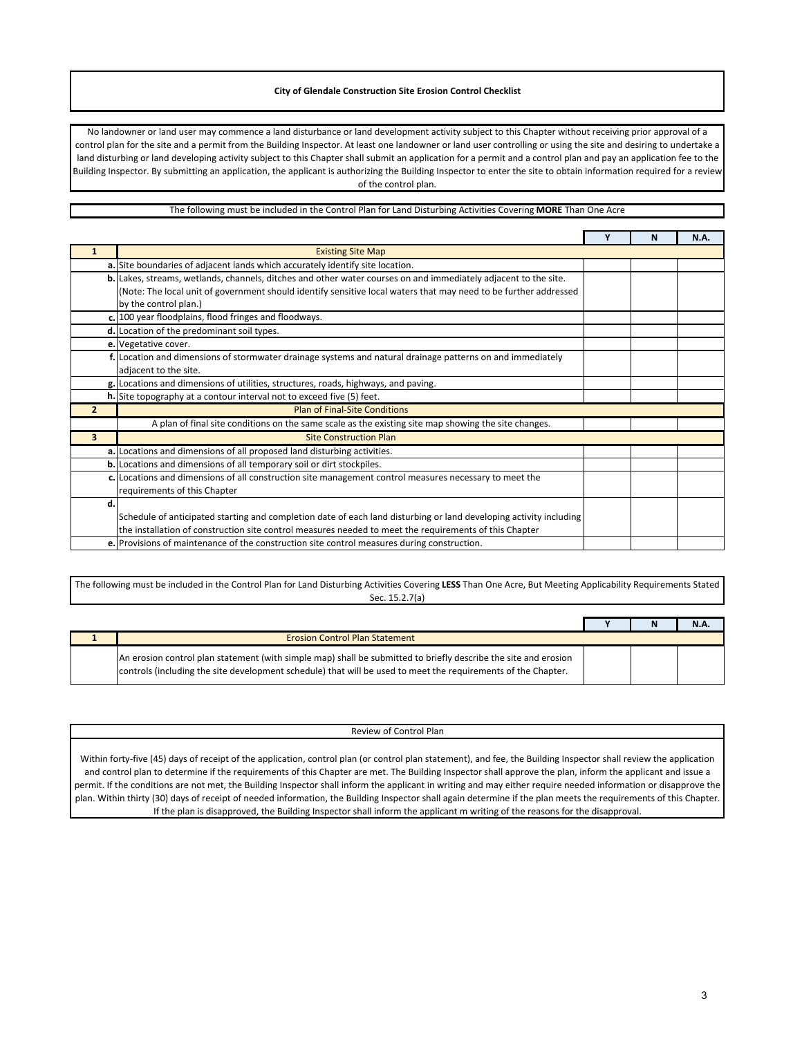**City of Glendale Construction Site Erosion Control Checklist**

No landowner or land user may commence a land disturbance or land development activity subject to this Chapter without receiving prior approval of a control plan for the site and a permit from the Building Inspector. At least one landowner or land user controlling or using the site and desiring to undertake a land disturbing or land developing activity subject to this Chapter shall submit an application for a permit and a control plan and pay an application fee to the Building Inspector. By submitting an application, the applicant is authorizing the Building Inspector to enter the site to obtain information required for a review of the control plan.

The following must be included in the Control Plan for Land Disturbing Activities Covering **MORE** Than One Acre

| | | Y | N | N.A. |
|---|---|---|---|---|
| **1** | Existing Site Map | | | |
| **a.** | Site boundaries of adjacent lands which accurately identify site location. | | | |
| **b.** | Lakes, streams, wetlands, channels, ditches and other water courses on and immediately adjacent to the site. (Note: The local unit of government should identify sensitive local waters that may need to be further addressed by the control plan.) | | | |
| **c.** | 100 year floodplains, flood fringes and floodways. | | | |
| **d.** | Location of the predominant soil types. | | | |
| **e.** | Vegetative cover. | | | |
| **f.** | Location and dimensions of stormwater drainage systems and natural drainage patterns on and immediately adjacent to the site. | | | |
| **g.** | Locations and dimensions of utilities, structures, roads, highways, and paving. | | | |
| **h.** | Site topography at a contour interval not to exceed five (5) feet. | | | |
| **2** | Plan of Final-Site Conditions | | | |
| | A plan of final site conditions on the same scale as the existing site map showing the site changes. | | | |
| **3** | Site Construction Plan | | | |
| **a.** | Locations and dimensions of all proposed land disturbing activities. | | | |
| **b.** | Locations and dimensions of all temporary soil or dirt stockpiles. | | | |
| **c.** | Locations and dimensions of all construction site management control measures necessary to meet the requirements of this Chapter | | | |
| **d.** | Schedule of anticipated starting and completion date of each land disturbing or land developing activity including the installation of construction site control measures needed to meet the requirements of this Chapter | | | |
| **e.** | Provisions of maintenance of the construction site control measures during construction. | | | |

The following must be included in the Control Plan for Land Disturbing Activities Covering **LESS** Than One Acre, But Meeting Applicability Requirements Stated Sec. 15.2.7(a)

| | | Y | N | N.A. |
|---|---|---|---|---|
| **1** | Erosion Control Plan Statement | | | |
| | An erosion control plan statement (with simple map) shall be submitted to briefly describe the site and erosion controls (including the site development schedule) that will be used to meet the requirements of the Chapter. | | | |

Review of Control Plan

Within forty-five (45) days of receipt of the application, control plan (or control plan statement), and fee, the Building Inspector shall review the application and control plan to determine if the requirements of this Chapter are met. The Building Inspector shall approve the plan, inform the applicant and issue a permit. If the conditions are not met, the Building Inspector shall inform the applicant in writing and may either require needed information or disapprove the plan. Within thirty (30) days of receipt of needed information, the Building Inspector shall again determine if the plan meets the requirements of this Chapter. If the plan is disapproved, the Building Inspector shall inform the applicant m writing of the reasons for the disapproval.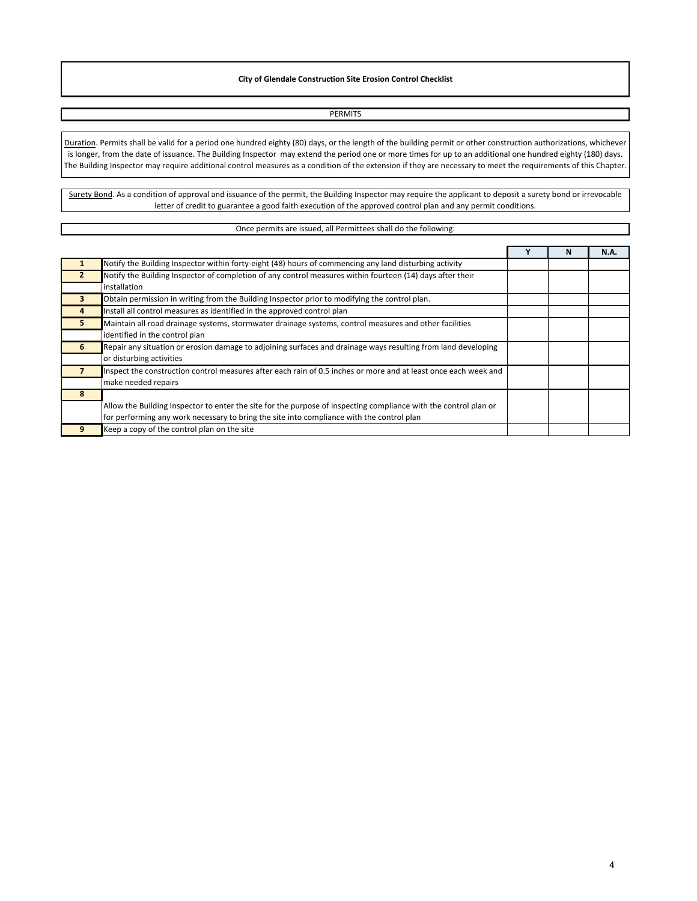**City of Glendale Construction Site Erosion Control Checklist**

PERMITS

<u>Duration</u>. Permits shall be valid for a period one hundred eighty (80) days, or the length of the building permit or other construction authorizations, whichever is longer, from the date of issuance. The Building Inspector may extend the period one or more times for up to an additional one hundred eighty (180) days. The Building Inspector may require additional control measures as a condition of the extension if they are necessary to meet the requirements of this Chapter.

<u>Surety Bond</u>. As a condition of approval and issuance of the permit, the Building Inspector may require the applicant to deposit a surety bond or irrevocable letter of credit to guarantee a good faith execution of the approved control plan and any permit conditions.

Once permits are issued, all Permittees shall do the following:

| | | Y | N | N.A. |
|---|---|---|---|---|
| 1 | Notify the Building Inspector within forty-eight (48) hours of commencing any land disturbing activity | | | |
| 2 | Notify the Building Inspector of completion of any control measures within fourteen (14) days after their installation | | | |
| 3 | Obtain permission in writing from the Building Inspector prior to modifying the control plan. | | | |
| 4 | Install all control measures as identified in the approved control plan | | | |
| 5 | Maintain all road drainage systems, stormwater drainage systems, control measures and other facilities identified in the control plan | | | |
| 6 | Repair any situation or erosion damage to adjoining surfaces and drainage ways resulting from land developing or disturbing activities | | | |
| 7 | Inspect the construction control measures after each rain of 0.5 inches or more and at least once each week and make needed repairs | | | |
| 8 | Allow the Building Inspector to enter the site for the purpose of inspecting compliance with the control plan or for performing any work necessary to bring the site into compliance with the control plan | | | |
| 9 | Keep a copy of the control plan on the site | | | |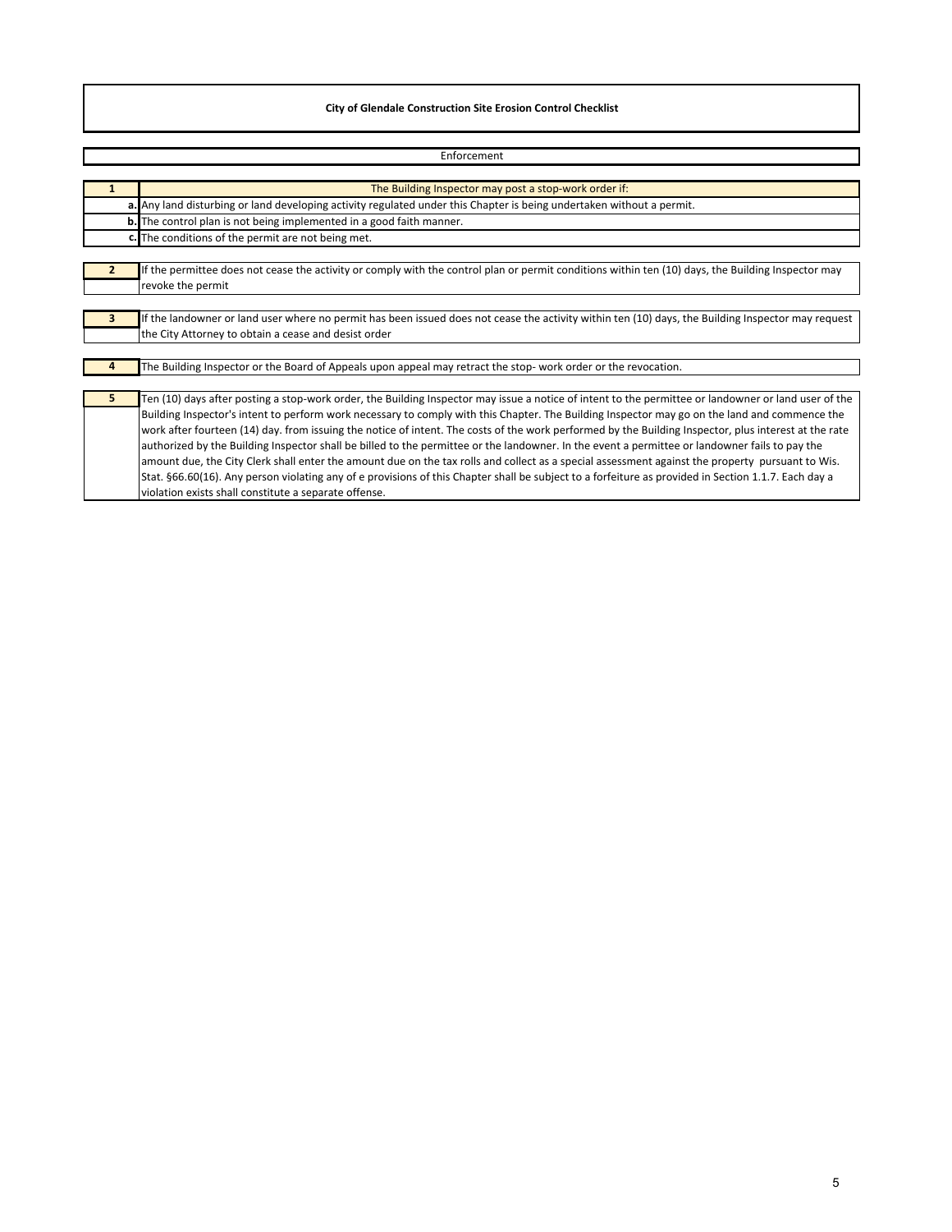**City of Glendale Construction Site Erosion Control Checklist**

Enforcement

| | |
|---|---|
| **1** | The Building Inspector may post a stop-work order if: |
| **a.** | Any land disturbing or land developing activity regulated under this Chapter is being undertaken without a permit. |
| **b.** | The control plan is not being implemented in a good faith manner. |
| **c.** | The conditions of the permit are not being met. |

| | |
|---|---|
| **2** | If the permittee does not cease the activity or comply with the control plan or permit conditions within ten (10) days, the Building Inspector may revoke the permit |

| | |
|---|---|
| **3** | If the landowner or land user where no permit has been issued does not cease the activity within ten (10) days, the Building Inspector may request the City Attorney to obtain a cease and desist order |

| | |
|---|---|
| **4** | The Building Inspector or the Board of Appeals upon appeal may retract the stop- work order or the revocation. |

| | |
|---|---|
| **5** | Ten (10) days after posting a stop-work order, the Building Inspector may issue a notice of intent to the permittee or landowner or land user of the Building Inspector's intent to perform work necessary to comply with this Chapter. The Building Inspector may go on the land and commence the work after fourteen (14) day. from issuing the notice of intent. The costs of the work performed by the Building Inspector, plus interest at the rate authorized by the Building Inspector shall be billed to the permittee or the landowner. In the event a permittee or landowner fails to pay the amount due, the City Clerk shall enter the amount due on the tax rolls and collect as a special assessment against the property pursuant to Wis. Stat. §66.60(16). Any person violating any of e provisions of this Chapter shall be subject to a forfeiture as provided in Section 1.1.7. Each day a violation exists shall constitute a separate offense. |